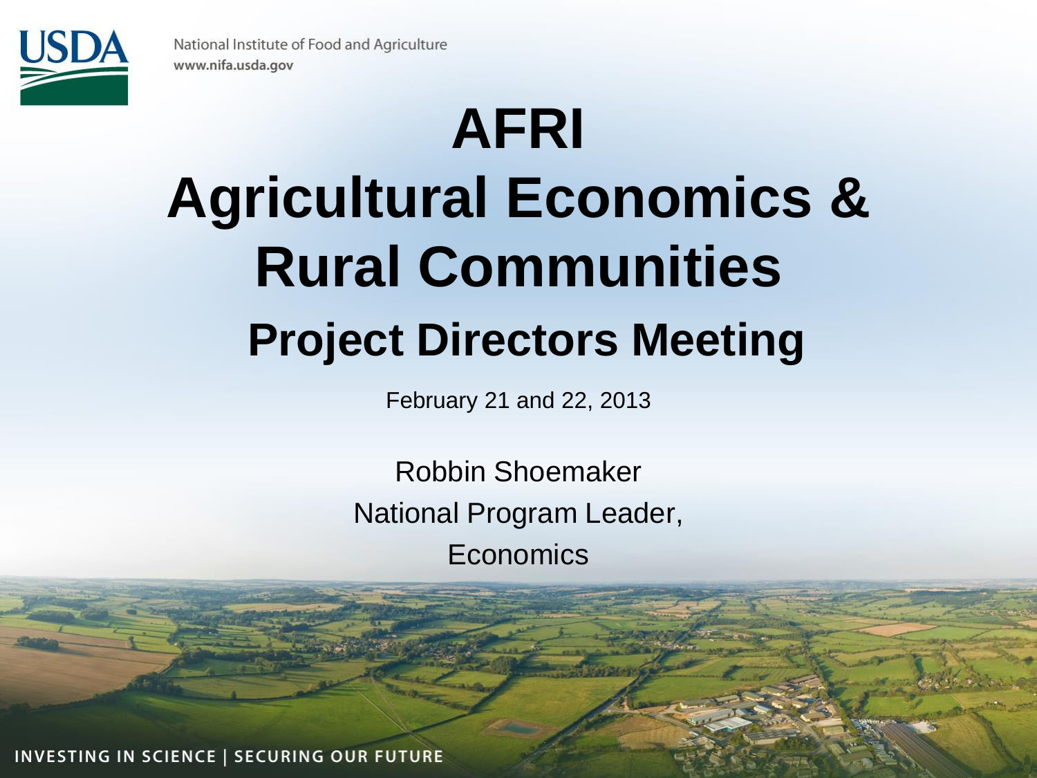National Institute of Food and Agriculture
www.nifa.usda.gov

# AFRI
# Agricultural Economics & Rural Communities
## Project Directors Meeting

February 21 and 22, 2013

Robbin Shoemaker
National Program Leader,
Economics

INVESTING IN SCIENCE | SECURING OUR FUTURE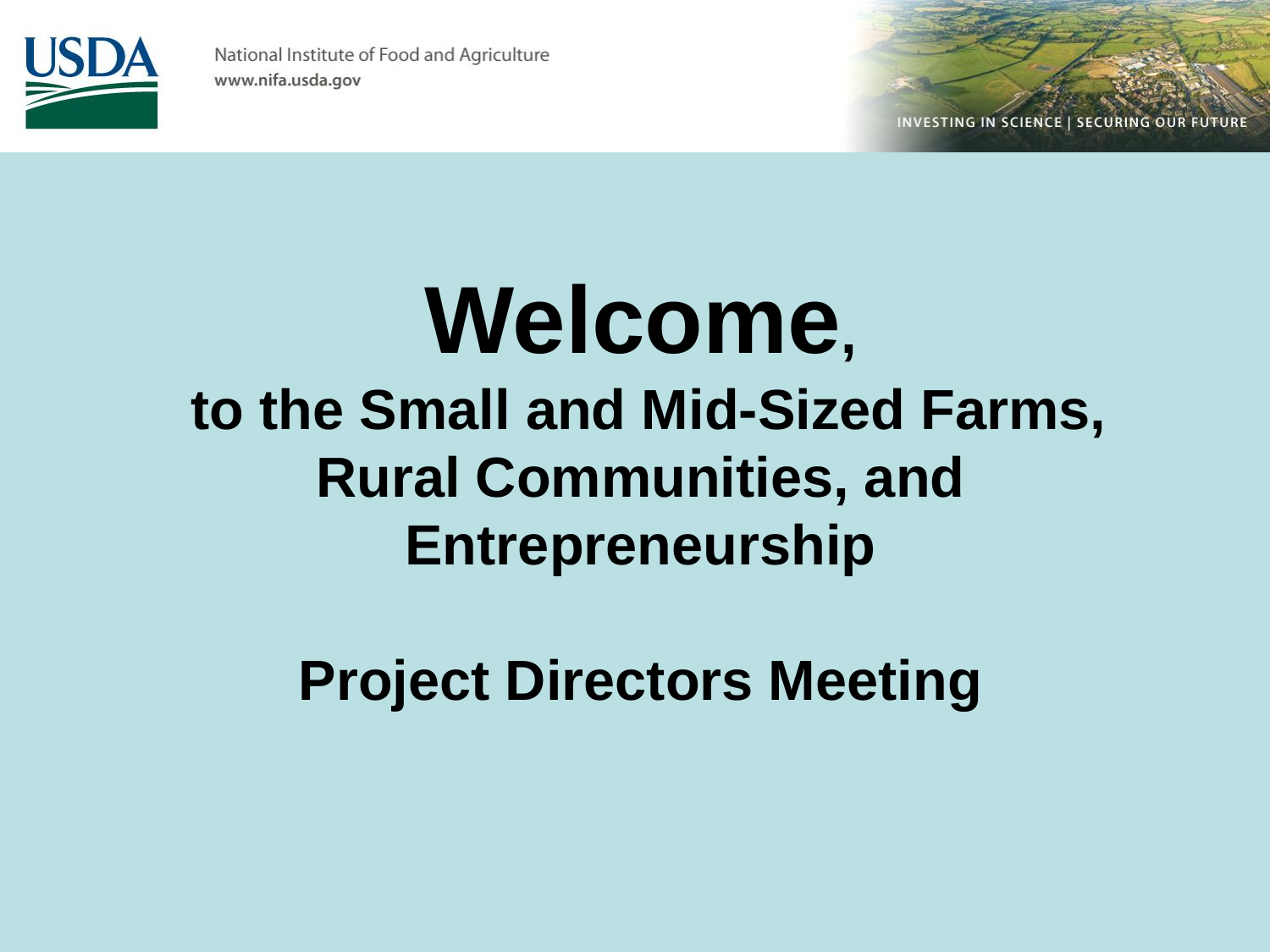# Welcome,

## to the Small and Mid-Sized Farms, Rural Communities, and Entrepreneurship

## Project Directors Meeting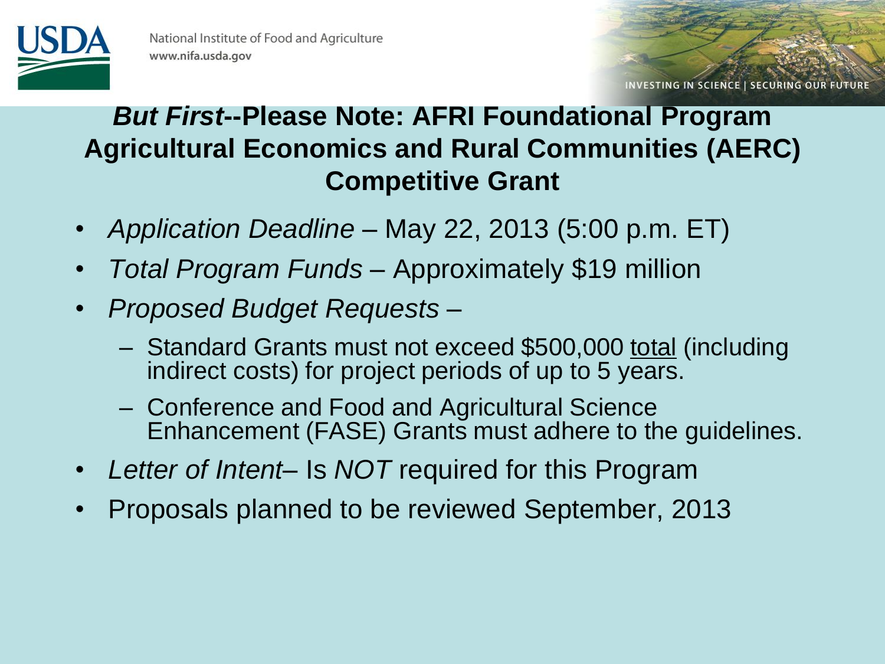## *But First*--Please Note: AFRI Foundational Program Agricultural Economics and Rural Communities (AERC) Competitive Grant

- *Application Deadline* – May 22, 2013 (5:00 p.m. ET)
- *Total Program Funds* – Approximately $19 million
- *Proposed Budget Requests* –
  - Standard Grants must not exceed $500,000 total (including indirect costs) for project periods of up to 5 years.
  - Conference and Food and Agricultural Science Enhancement (FASE) Grants must adhere to the guidelines.
- *Letter of Intent*– Is *NOT* required for this Program
- Proposals planned to be reviewed September, 2013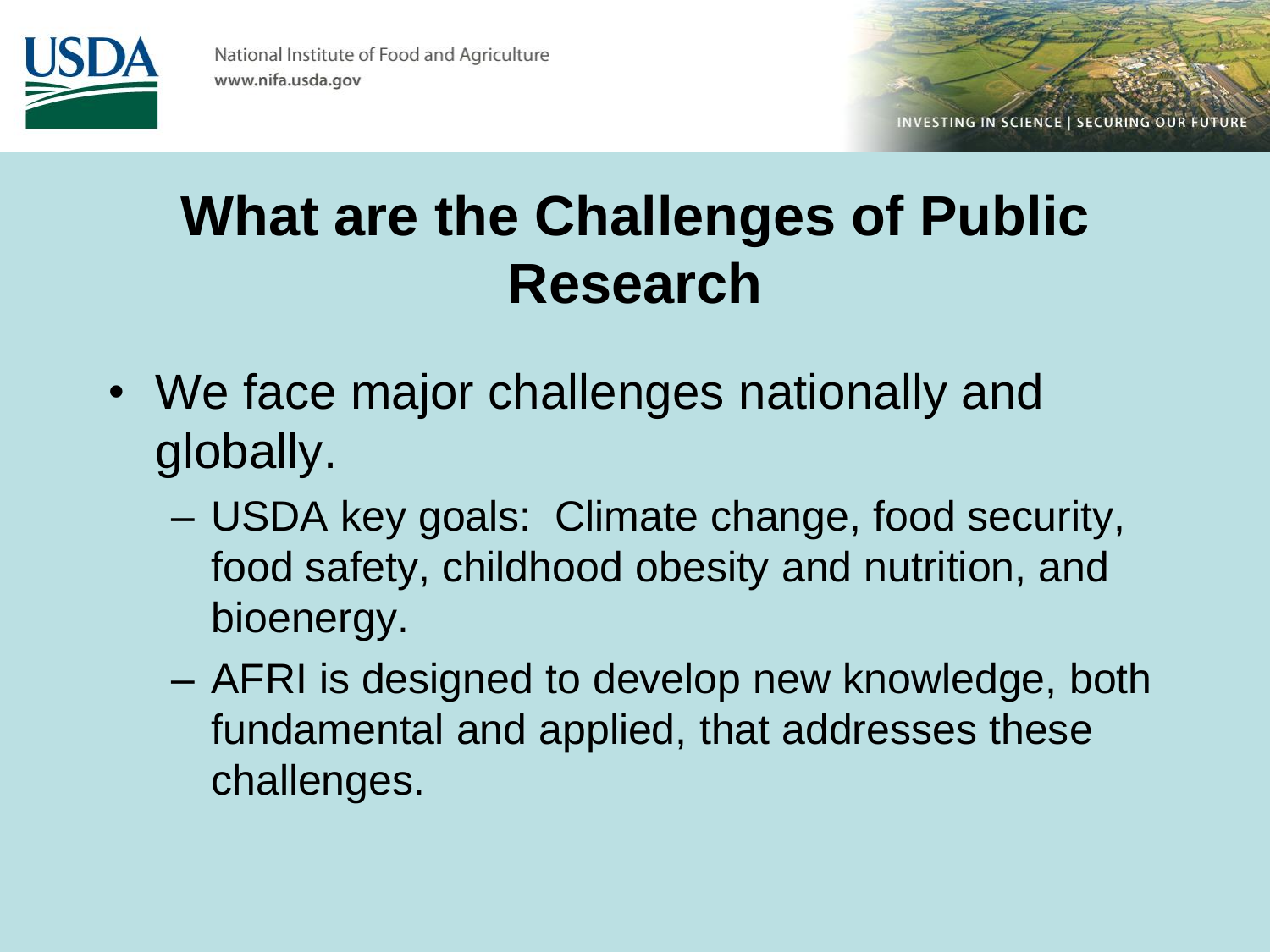# What are the Challenges of Public Research

- We face major challenges nationally and globally.
  - USDA key goals: Climate change, food security, food safety, childhood obesity and nutrition, and bioenergy.
  - AFRI is designed to develop new knowledge, both fundamental and applied, that addresses these challenges.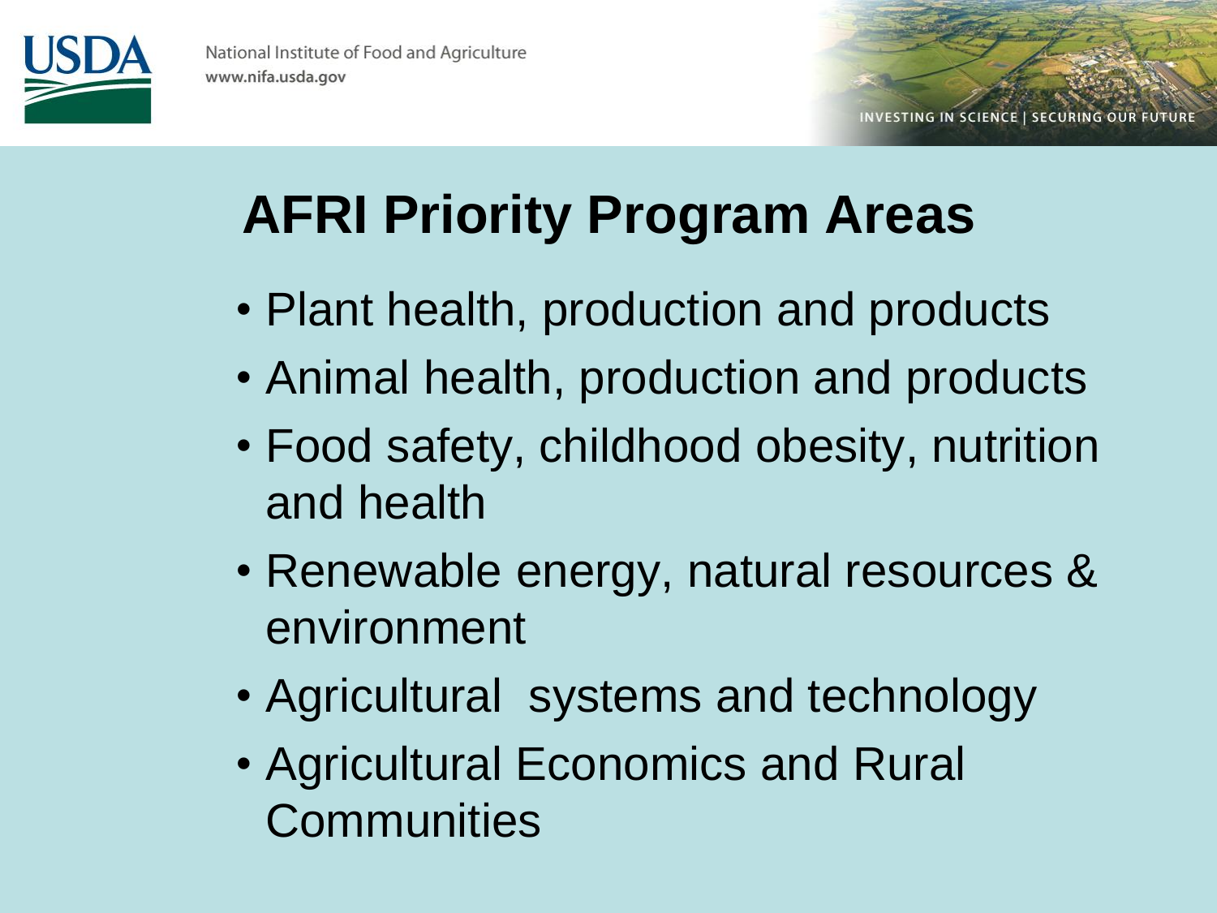# AFRI Priority Program Areas

- Plant health, production and products
- Animal health, production and products
- Food safety, childhood obesity, nutrition and health
- Renewable energy, natural resources & environment
- Agricultural systems and technology
- Agricultural Economics and Rural Communities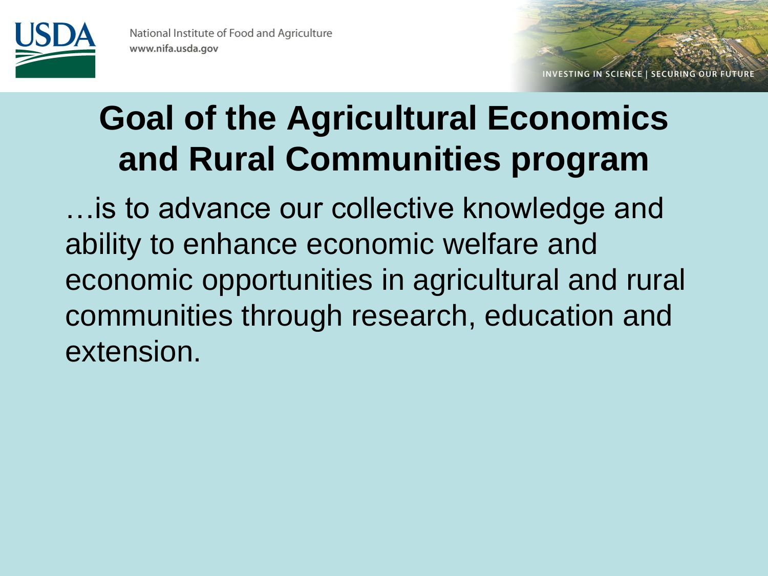# Goal of the Agricultural Economics and Rural Communities program

…is to advance our collective knowledge and ability to enhance economic welfare and economic opportunities in agricultural and rural communities through research, education and extension.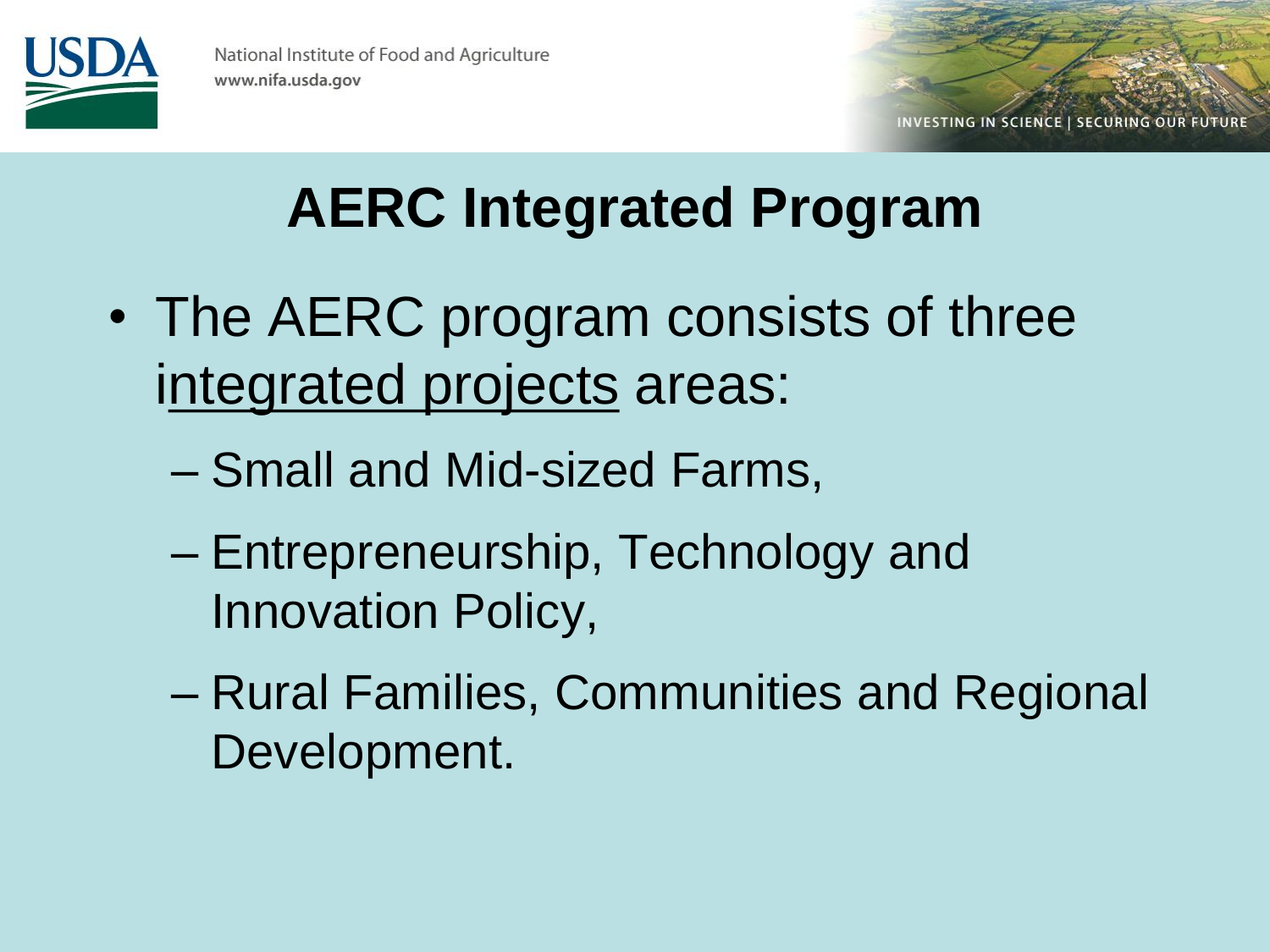# AERC Integrated Program

- The AERC program consists of three integrated projects areas:
  - Small and Mid-sized Farms,
  - Entrepreneurship, Technology and Innovation Policy,
  - Rural Families, Communities and Regional Development.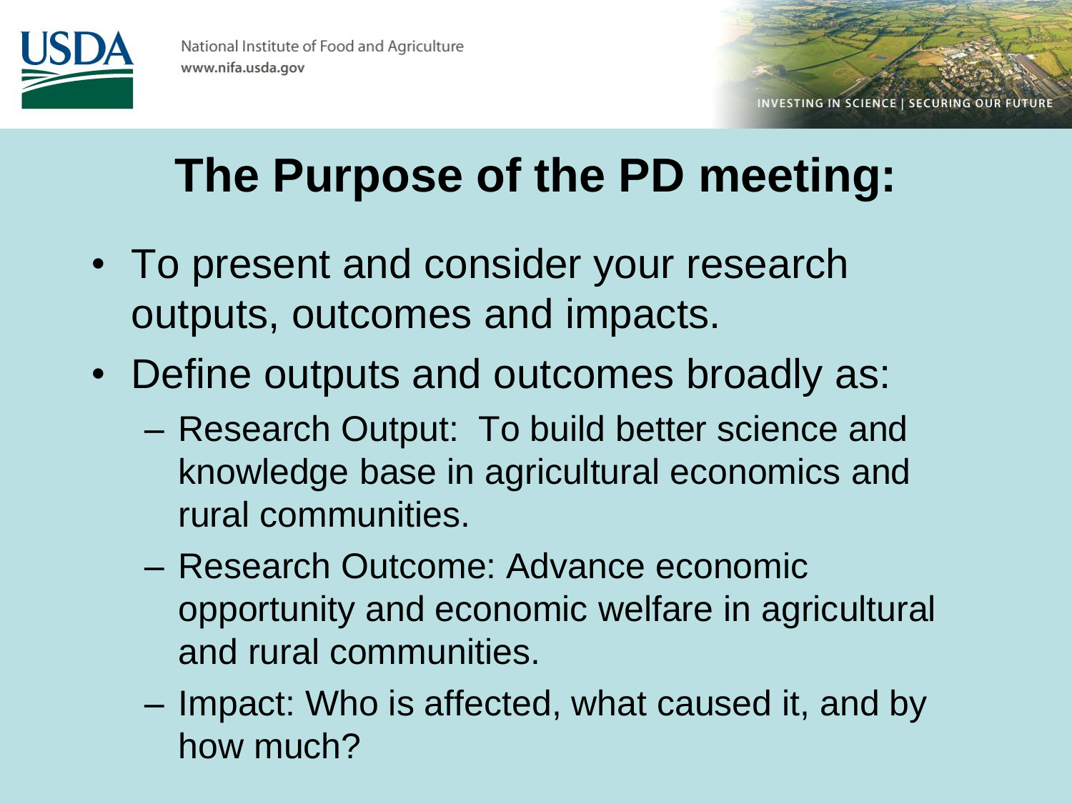# The Purpose of the PD meeting:

- To present and consider your research outputs, outcomes and impacts.
- Define outputs and outcomes broadly as:
  - Research Output: To build better science and knowledge base in agricultural economics and rural communities.
  - Research Outcome: Advance economic opportunity and economic welfare in agricultural and rural communities.
  - Impact: Who is affected, what caused it, and by how much?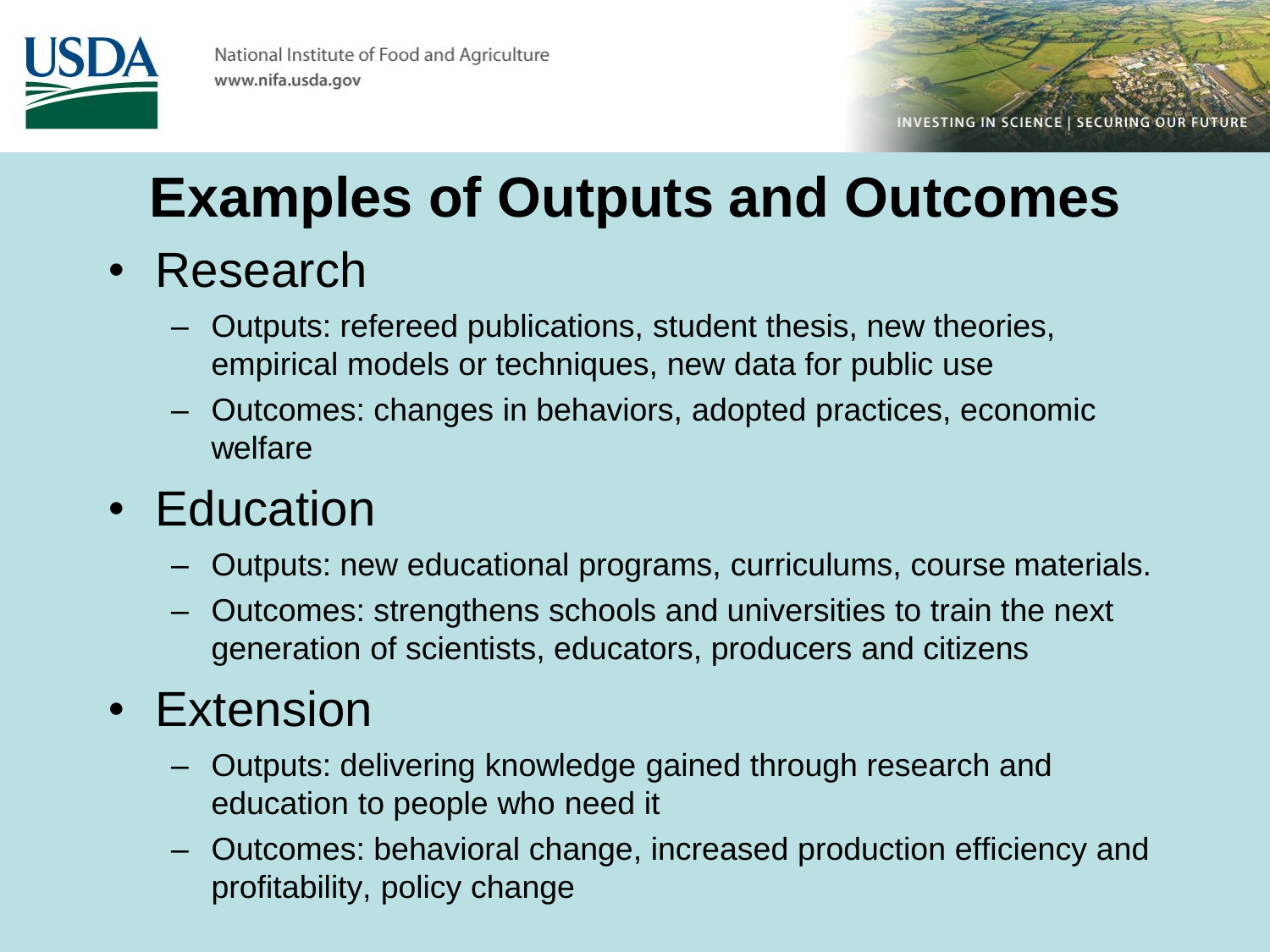# Examples of Outputs and Outcomes

- Research
  - Outputs: refereed publications, student thesis, new theories, empirical models or techniques, new data for public use
  - Outcomes: changes in behaviors, adopted practices, economic welfare
- Education
  - Outputs: new educational programs, curriculums, course materials.
  - Outcomes: strengthens schools and universities to train the next generation of scientists, educators, producers and citizens
- Extension
  - Outputs: delivering knowledge gained through research and education to people who need it
  - Outcomes: behavioral change, increased production efficiency and profitability, policy change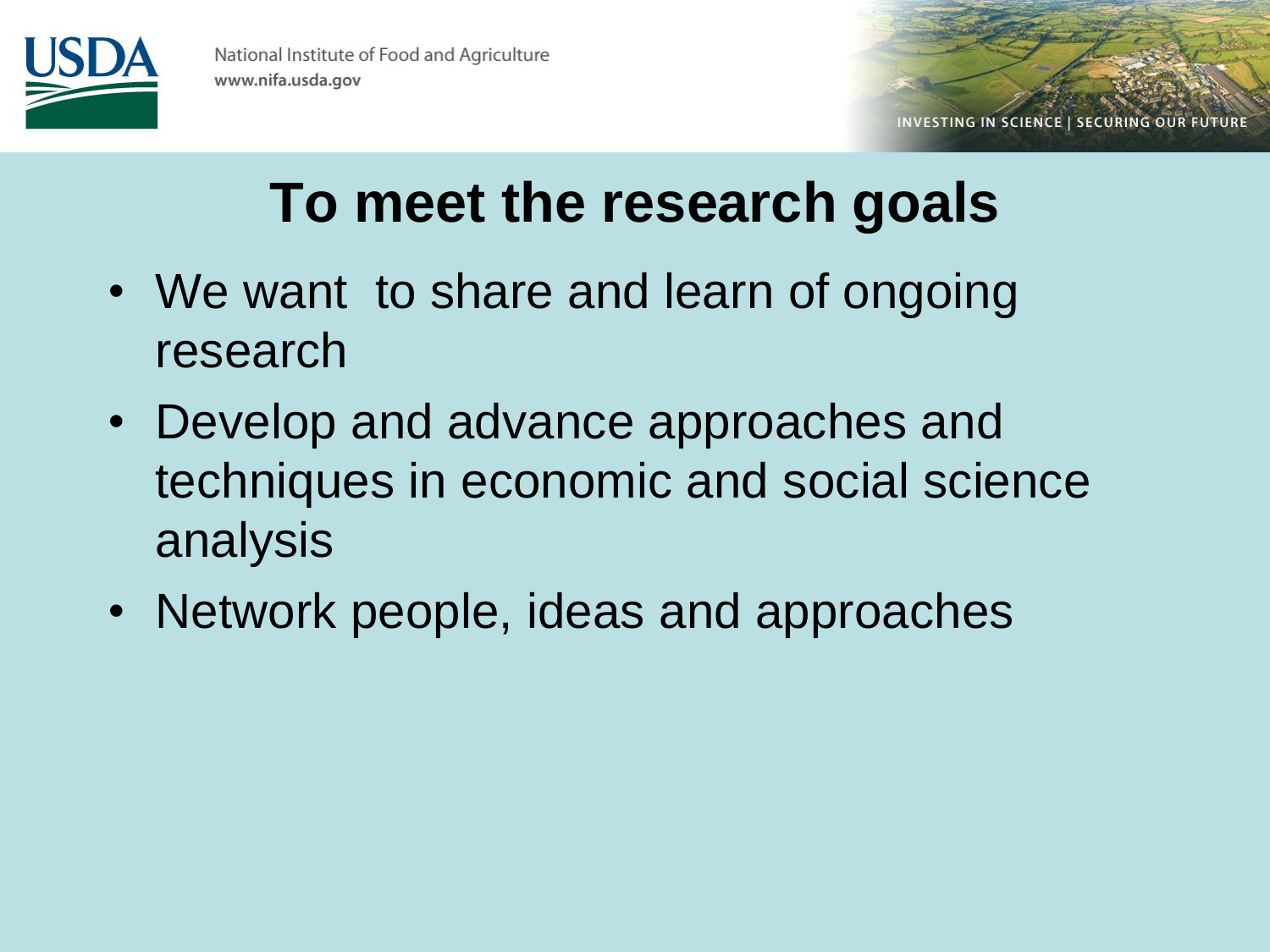# To meet the research goals

- We want to share and learn of ongoing research
- Develop and advance approaches and techniques in economic and social science analysis
- Network people, ideas and approaches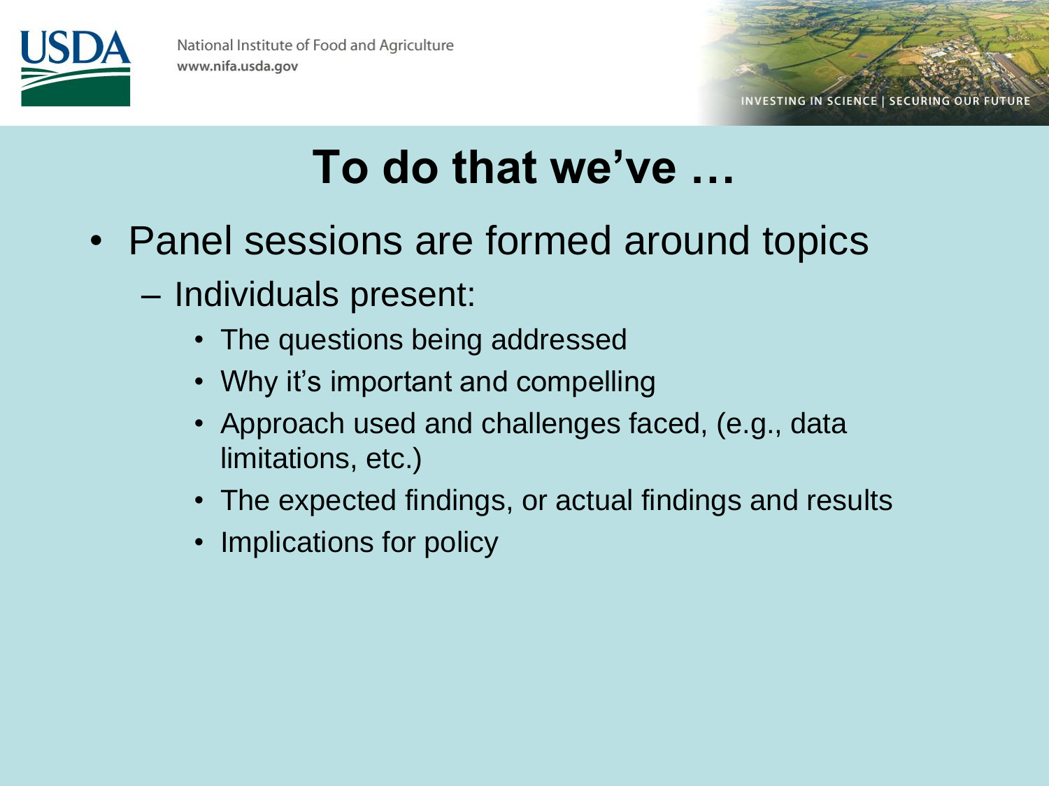# To do that we've …

- Panel sessions are formed around topics
  - Individuals present:
    - The questions being addressed
    - Why it's important and compelling
    - Approach used and challenges faced, (e.g., data limitations, etc.)
    - The expected findings, or actual findings and results
    - Implications for policy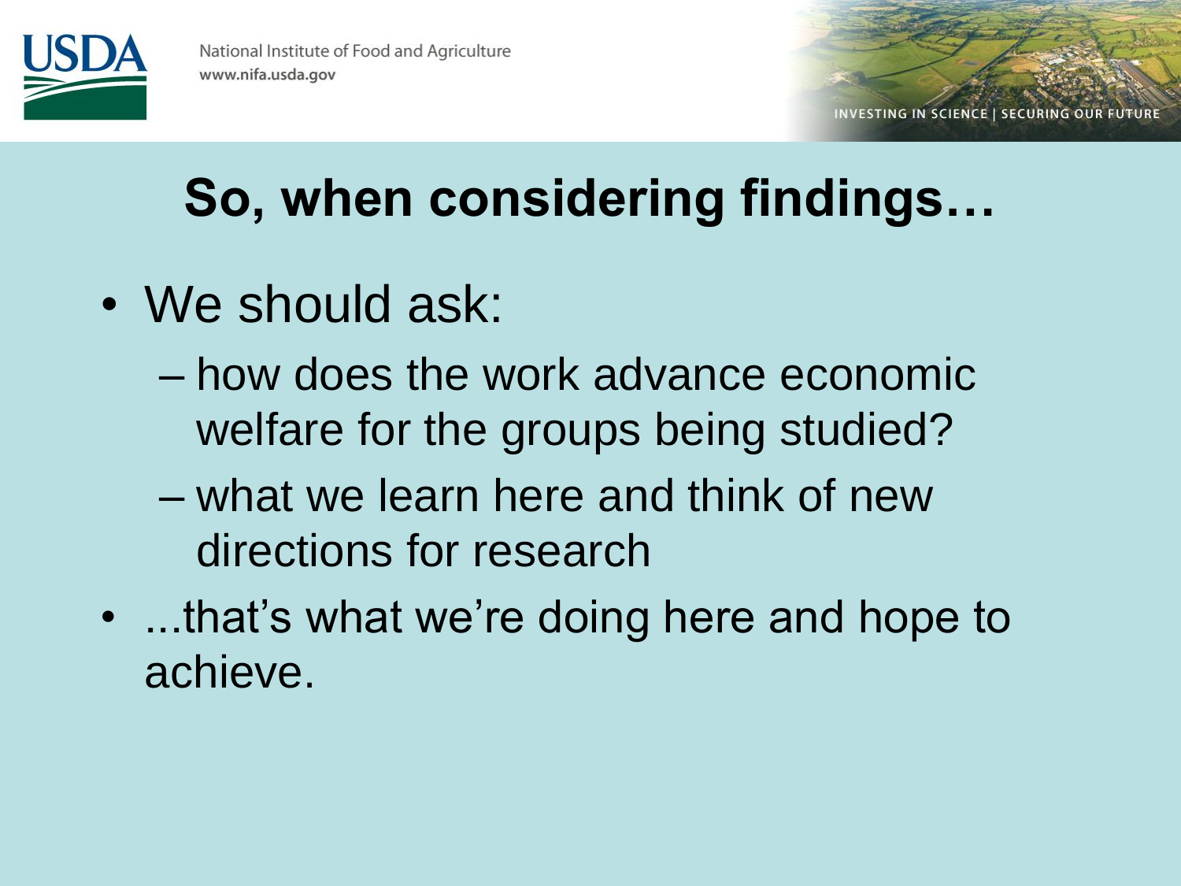# So, when considering findings…

- We should ask:
  - how does the work advance economic welfare for the groups being studied?
  - what we learn here and think of new directions for research
- ...that's what we're doing here and hope to achieve.